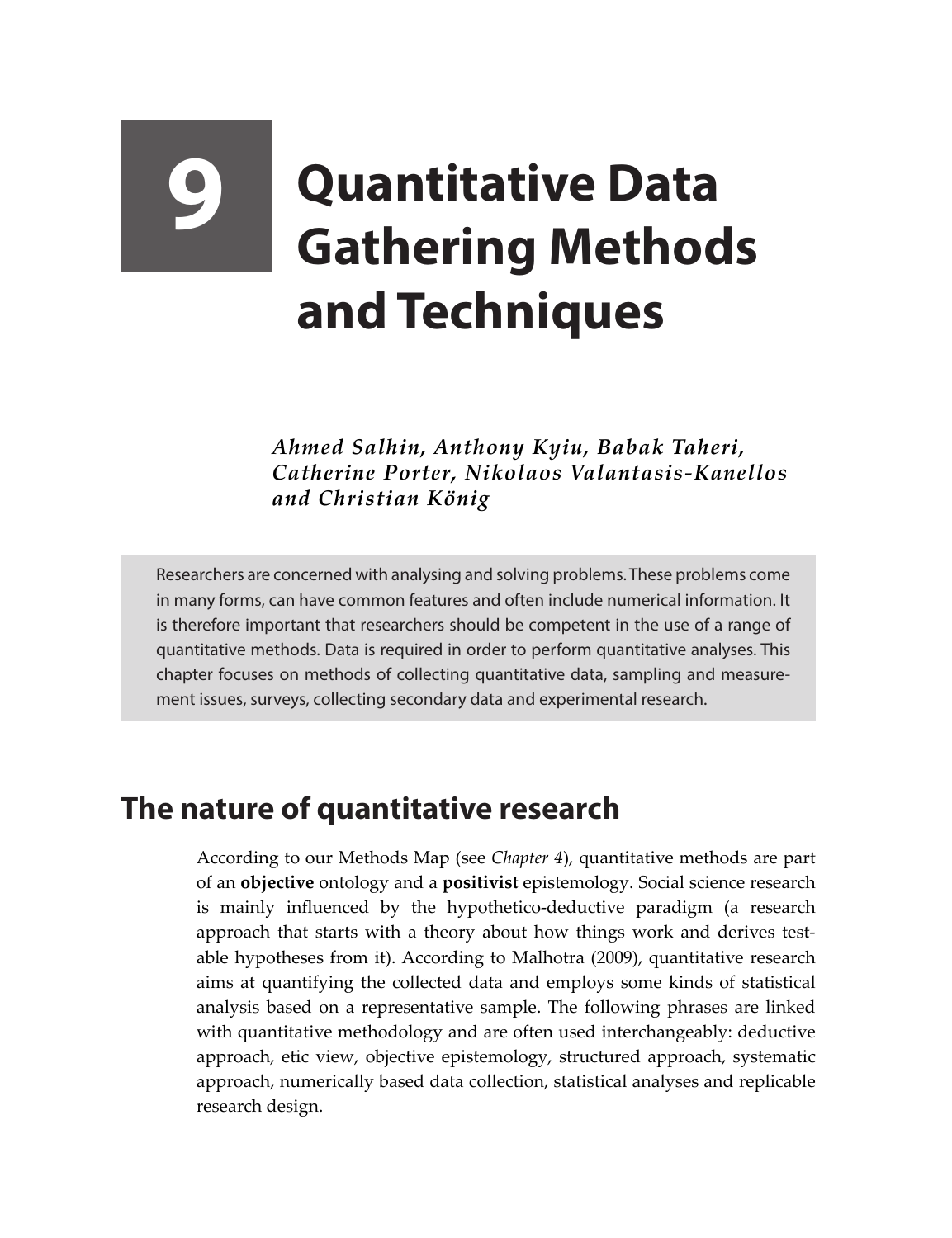# 9 Quantitative Data Gathering Methods and Techniques

***Ahmed Salhin, Anthony Kyiu, Babak Taheri, Catherine Porter, Nikolaos Valantasis-Kanellos and Christian König***

Researchers are concerned with analysing and solving problems. These problems come in many forms, can have common features and often include numerical information. It is therefore important that researchers should be competent in the use of a range of quantitative methods. Data is required in order to perform quantitative analyses. This chapter focuses on methods of collecting quantitative data, sampling and measurement issues, surveys, collecting secondary data and experimental research.

## The nature of quantitative research

According to our Methods Map (see *Chapter 4*), quantitative methods are part of an **objective** ontology and a **positivist** epistemology. Social science research is mainly influenced by the hypothetico-deductive paradigm (a research approach that starts with a theory about how things work and derives testable hypotheses from it). According to Malhotra (2009), quantitative research aims at quantifying the collected data and employs some kinds of statistical analysis based on a representative sample. The following phrases are linked with quantitative methodology and are often used interchangeably: deductive approach, etic view, objective epistemology, structured approach, systematic approach, numerically based data collection, statistical analyses and replicable research design.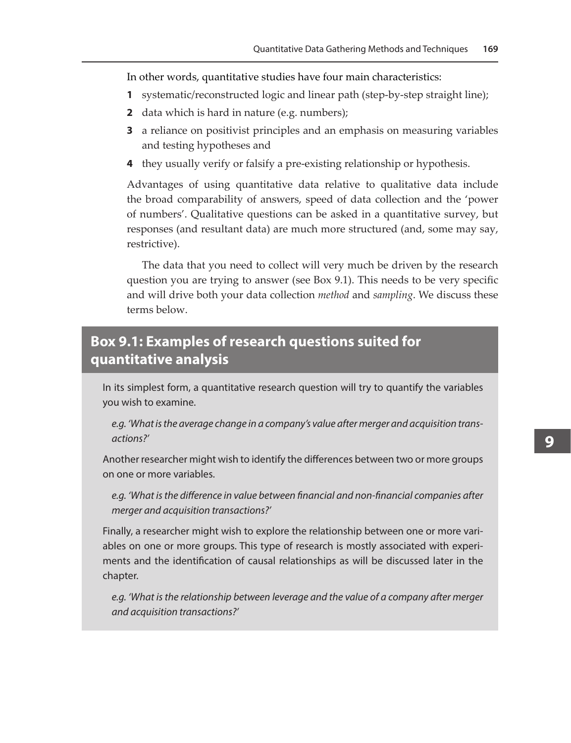In other words, quantitative studies have four main characteristics:

1. systematic/reconstructed logic and linear path (step-by-step straight line);
2. data which is hard in nature (e.g. numbers);
3. a reliance on positivist principles and an emphasis on measuring variables and testing hypotheses and
4. they usually verify or falsify a pre-existing relationship or hypothesis.

Advantages of using quantitative data relative to qualitative data include the broad comparability of answers, speed of data collection and the 'power of numbers'. Qualitative questions can be asked in a quantitative survey, but responses (and resultant data) are much more structured (and, some may say, restrictive).

The data that you need to collect will very much be driven by the research question you are trying to answer (see Box 9.1). This needs to be very specific and will drive both your data collection *method* and *sampling*. We discuss these terms below.

## Box 9.1: Examples of research questions suited for quantitative analysis

In its simplest form, a quantitative research question will try to quantify the variables you wish to examine.

*e.g. 'What is the average change in a company's value after merger and acquisition transactions?'*

Another researcher might wish to identify the differences between two or more groups on one or more variables.

*e.g. 'What is the difference in value between financial and non-financial companies after merger and acquisition transactions?'*

Finally, a researcher might wish to explore the relationship between one or more variables on one or more groups. This type of research is mostly associated with experiments and the identification of causal relationships as will be discussed later in the chapter.

*e.g. 'What is the relationship between leverage and the value of a company after merger and acquisition transactions?'*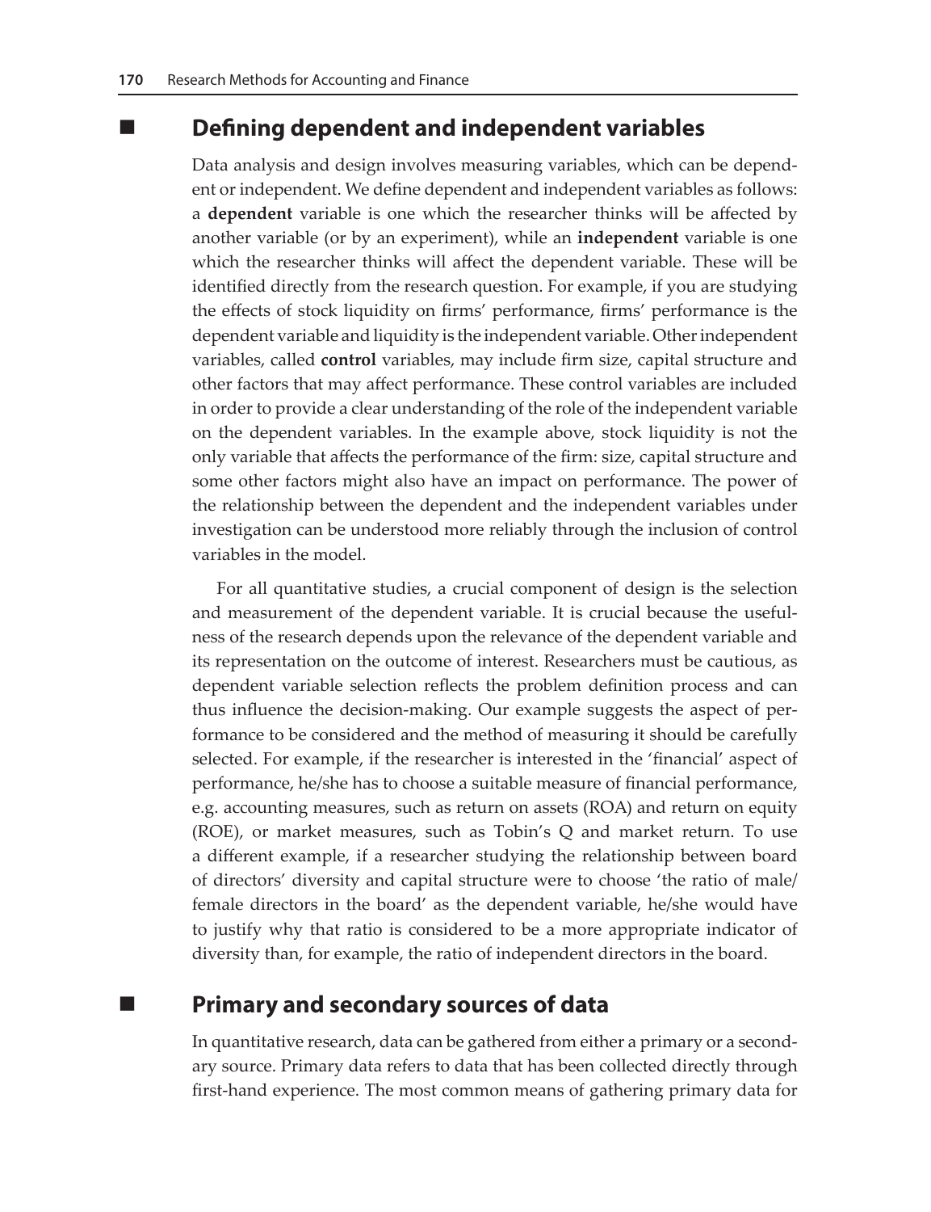## Defining dependent and independent variables

Data analysis and design involves measuring variables, which can be dependent or independent. We define dependent and independent variables as follows: a **dependent** variable is one which the researcher thinks will be affected by another variable (or by an experiment), while an **independent** variable is one which the researcher thinks will affect the dependent variable. These will be identified directly from the research question. For example, if you are studying the effects of stock liquidity on firms' performance, firms' performance is the dependent variable and liquidity is the independent variable. Other independent variables, called **control** variables, may include firm size, capital structure and other factors that may affect performance. These control variables are included in order to provide a clear understanding of the role of the independent variable on the dependent variables. In the example above, stock liquidity is not the only variable that affects the performance of the firm: size, capital structure and some other factors might also have an impact on performance. The power of the relationship between the dependent and the independent variables under investigation can be understood more reliably through the inclusion of control variables in the model.

For all quantitative studies, a crucial component of design is the selection and measurement of the dependent variable. It is crucial because the usefulness of the research depends upon the relevance of the dependent variable and its representation on the outcome of interest. Researchers must be cautious, as dependent variable selection reflects the problem definition process and can thus influence the decision-making. Our example suggests the aspect of performance to be considered and the method of measuring it should be carefully selected. For example, if the researcher is interested in the 'financial' aspect of performance, he/she has to choose a suitable measure of financial performance, e.g. accounting measures, such as return on assets (ROA) and return on equity (ROE), or market measures, such as Tobin's Q and market return. To use a different example, if a researcher studying the relationship between board of directors' diversity and capital structure were to choose 'the ratio of male/female directors in the board' as the dependent variable, he/she would have to justify why that ratio is considered to be a more appropriate indicator of diversity than, for example, the ratio of independent directors in the board.

## Primary and secondary sources of data

In quantitative research, data can be gathered from either a primary or a secondary source. Primary data refers to data that has been collected directly through first-hand experience. The most common means of gathering primary data for